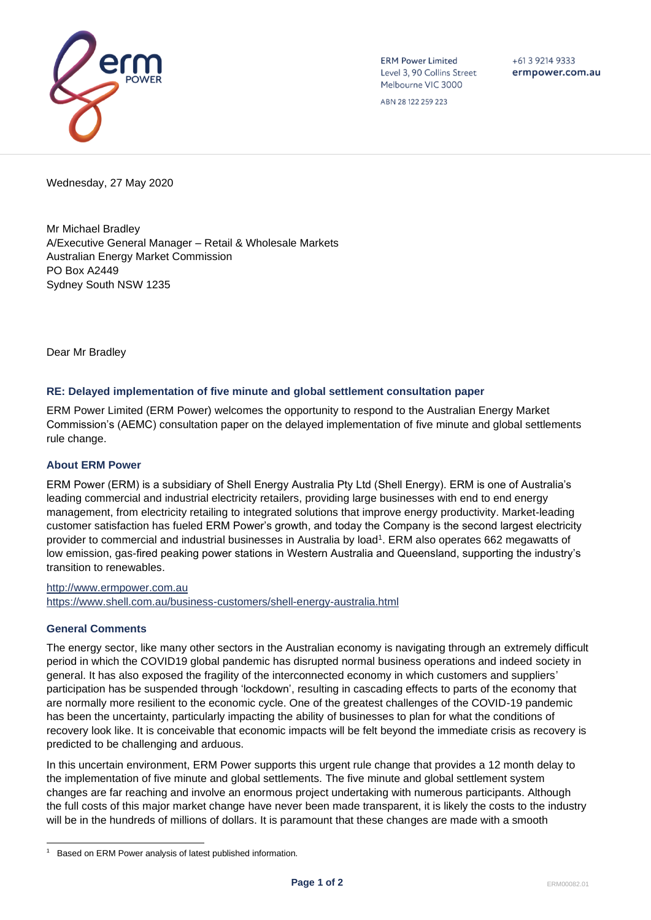ERM Power Limited
Level 3, 90 Collins Street
Melbourne VIC 3000

ABN 28 122 259 223

+61 3 9214 9333
**ermpower.com.au**

Wednesday, 27 May 2020

Mr Michael Bradley
A/Executive General Manager – Retail & Wholesale Markets
Australian Energy Market Commission
PO Box A2449
Sydney South NSW 1235

Dear Mr Bradley

### RE: Delayed implementation of five minute and global settlement consultation paper

ERM Power Limited (ERM Power) welcomes the opportunity to respond to the Australian Energy Market Commission's (AEMC) consultation paper on the delayed implementation of five minute and global settlements rule change.

### About ERM Power

ERM Power (ERM) is a subsidiary of Shell Energy Australia Pty Ltd (Shell Energy). ERM is one of Australia's leading commercial and industrial electricity retailers, providing large businesses with end to end energy management, from electricity retailing to integrated solutions that improve energy productivity. Market-leading customer satisfaction has fueled ERM Power's growth, and today the Company is the second largest electricity provider to commercial and industrial businesses in Australia by load[1]. ERM also operates 662 megawatts of low emission, gas-fired peaking power stations in Western Australia and Queensland, supporting the industry's transition to renewables.

http://www.ermpower.com.au
https://www.shell.com.au/business-customers/shell-energy-australia.html

### General Comments

The energy sector, like many other sectors in the Australian economy is navigating through an extremely difficult period in which the COVID19 global pandemic has disrupted normal business operations and indeed society in general. It has also exposed the fragility of the interconnected economy in which customers and suppliers' participation has be suspended through 'lockdown', resulting in cascading effects to parts of the economy that are normally more resilient to the economic cycle. One of the greatest challenges of the COVID-19 pandemic has been the uncertainty, particularly impacting the ability of businesses to plan for what the conditions of recovery look like. It is conceivable that economic impacts will be felt beyond the immediate crisis as recovery is predicted to be challenging and arduous.

In this uncertain environment, ERM Power supports this urgent rule change that provides a 12 month delay to the implementation of five minute and global settlements. The five minute and global settlement system changes are far reaching and involve an enormous project undertaking with numerous participants. Although the full costs of this major market change have never been made transparent, it is likely the costs to the industry will be in the hundreds of millions of dollars. It is paramount that these changes are made with a smooth

[1] Based on ERM Power analysis of latest published information.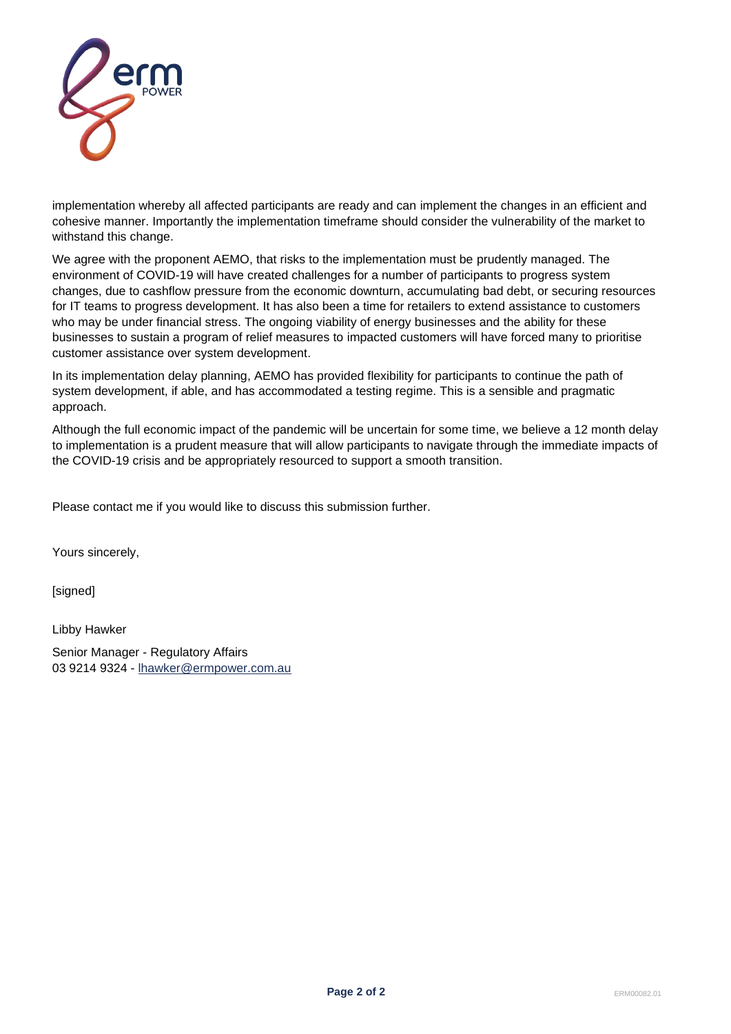implementation whereby all affected participants are ready and can implement the changes in an efficient and cohesive manner. Importantly the implementation timeframe should consider the vulnerability of the market to withstand this change.

We agree with the proponent AEMO, that risks to the implementation must be prudently managed. The environment of COVID-19 will have created challenges for a number of participants to progress system changes, due to cashflow pressure from the economic downturn, accumulating bad debt, or securing resources for IT teams to progress development. It has also been a time for retailers to extend assistance to customers who may be under financial stress. The ongoing viability of energy businesses and the ability for these businesses to sustain a program of relief measures to impacted customers will have forced many to prioritise customer assistance over system development.

In its implementation delay planning, AEMO has provided flexibility for participants to continue the path of system development, if able, and has accommodated a testing regime. This is a sensible and pragmatic approach.

Although the full economic impact of the pandemic will be uncertain for some time, we believe a 12 month delay to implementation is a prudent measure that will allow participants to navigate through the immediate impacts of the COVID-19 crisis and be appropriately resourced to support a smooth transition.

Please contact me if you would like to discuss this submission further.

Yours sincerely,

[signed]

Libby Hawker

Senior Manager - Regulatory Affairs
03 9214 9324 - lhawker@ermpower.com.au